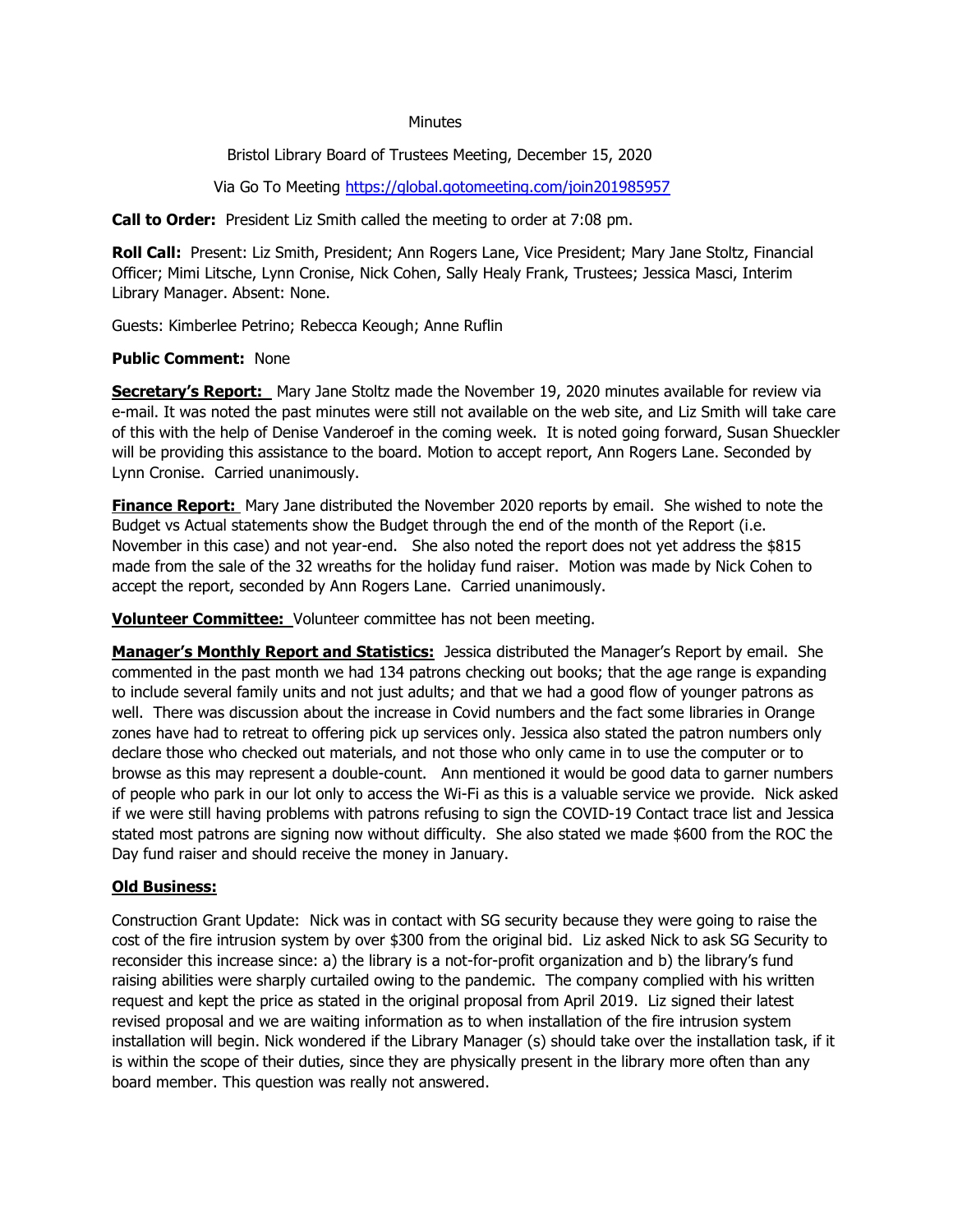Minutes

Bristol Library Board of Trustees Meeting, December 15, 2020

Via Go To Meeting https://global.gotomeeting.com/join201985957

**Call to Order:** President Liz Smith called the meeting to order at 7:08 pm.

**Roll Call:** Present: Liz Smith, President; Ann Rogers Lane, Vice President; Mary Jane Stoltz, Financial Officer; Mimi Litsche, Lynn Cronise, Nick Cohen, Sally Healy Frank, Trustees; Jessica Masci, Interim Library Manager. Absent: None.

Guests: Kimberlee Petrino; Rebecca Keough; Anne Ruflin

**Public Comment:** None

**Secretary's Report:** Mary Jane Stoltz made the November 19, 2020 minutes available for review via e-mail. It was noted the past minutes were still not available on the web site, and Liz Smith will take care of this with the help of Denise Vanderoef in the coming week. It is noted going forward, Susan Shueckler will be providing this assistance to the board. Motion to accept report, Ann Rogers Lane. Seconded by Lynn Cronise. Carried unanimously.

**Finance Report:** Mary Jane distributed the November 2020 reports by email. She wished to note the Budget vs Actual statements show the Budget through the end of the month of the Report (i.e. November in this case) and not year-end. She also noted the report does not yet address the $815 made from the sale of the 32 wreaths for the holiday fund raiser. Motion was made by Nick Cohen to accept the report, seconded by Ann Rogers Lane. Carried unanimously.

**Volunteer Committee:** Volunteer committee has not been meeting.

**Manager's Monthly Report and Statistics:** Jessica distributed the Manager's Report by email. She commented in the past month we had 134 patrons checking out books; that the age range is expanding to include several family units and not just adults; and that we had a good flow of younger patrons as well. There was discussion about the increase in Covid numbers and the fact some libraries in Orange zones have had to retreat to offering pick up services only. Jessica also stated the patron numbers only declare those who checked out materials, and not those who only came in to use the computer or to browse as this may represent a double-count. Ann mentioned it would be good data to garner numbers of people who park in our lot only to access the Wi-Fi as this is a valuable service we provide. Nick asked if we were still having problems with patrons refusing to sign the COVID-19 Contact trace list and Jessica stated most patrons are signing now without difficulty. She also stated we made $600 from the ROC the Day fund raiser and should receive the money in January.

**Old Business:**

Construction Grant Update: Nick was in contact with SG security because they were going to raise the cost of the fire intrusion system by over $300 from the original bid. Liz asked Nick to ask SG Security to reconsider this increase since: a) the library is a not-for-profit organization and b) the library's fund raising abilities were sharply curtailed owing to the pandemic. The company complied with his written request and kept the price as stated in the original proposal from April 2019. Liz signed their latest revised proposal and we are waiting information as to when installation of the fire intrusion system installation will begin. Nick wondered if the Library Manager (s) should take over the installation task, if it is within the scope of their duties, since they are physically present in the library more often than any board member. This question was really not answered.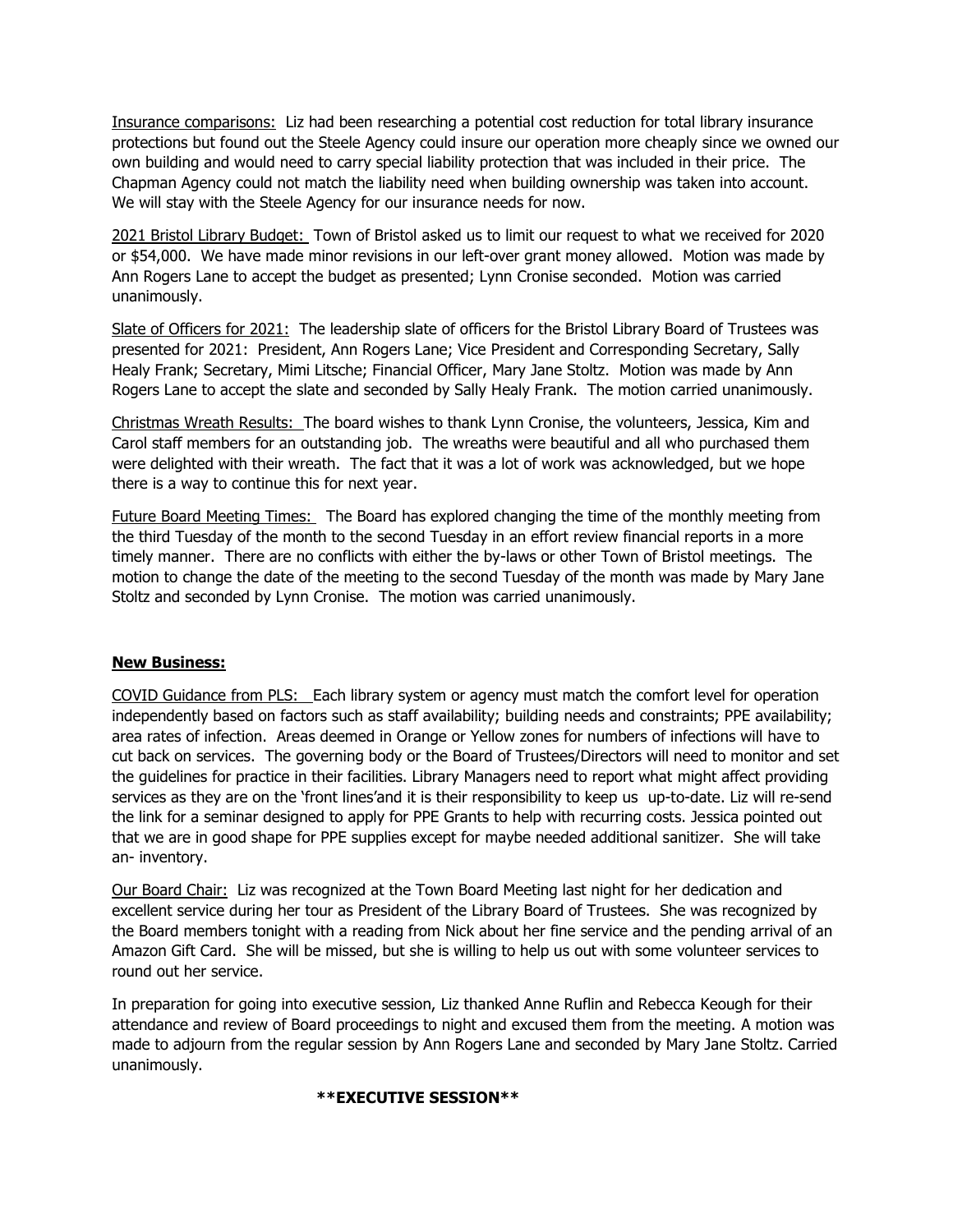Insurance comparisons: Liz had been researching a potential cost reduction for total library insurance protections but found out the Steele Agency could insure our operation more cheaply since we owned our own building and would need to carry special liability protection that was included in their price. The Chapman Agency could not match the liability need when building ownership was taken into account. We will stay with the Steele Agency for our insurance needs for now.

2021 Bristol Library Budget: Town of Bristol asked us to limit our request to what we received for 2020 or $54,000. We have made minor revisions in our left-over grant money allowed. Motion was made by Ann Rogers Lane to accept the budget as presented; Lynn Cronise seconded. Motion was carried unanimously.

Slate of Officers for 2021: The leadership slate of officers for the Bristol Library Board of Trustees was presented for 2021: President, Ann Rogers Lane; Vice President and Corresponding Secretary, Sally Healy Frank; Secretary, Mimi Litsche; Financial Officer, Mary Jane Stoltz. Motion was made by Ann Rogers Lane to accept the slate and seconded by Sally Healy Frank. The motion carried unanimously.

Christmas Wreath Results: The board wishes to thank Lynn Cronise, the volunteers, Jessica, Kim and Carol staff members for an outstanding job. The wreaths were beautiful and all who purchased them were delighted with their wreath. The fact that it was a lot of work was acknowledged, but we hope there is a way to continue this for next year.

Future Board Meeting Times: The Board has explored changing the time of the monthly meeting from the third Tuesday of the month to the second Tuesday in an effort review financial reports in a more timely manner. There are no conflicts with either the by-laws or other Town of Bristol meetings. The motion to change the date of the meeting to the second Tuesday of the month was made by Mary Jane Stoltz and seconded by Lynn Cronise. The motion was carried unanimously.

**New Business:**

COVID Guidance from PLS: Each library system or agency must match the comfort level for operation independently based on factors such as staff availability; building needs and constraints; PPE availability; area rates of infection. Areas deemed in Orange or Yellow zones for numbers of infections will have to cut back on services. The governing body or the Board of Trustees/Directors will need to monitor and set the guidelines for practice in their facilities. Library Managers need to report what might affect providing services as they are on the 'front lines'and it is their responsibility to keep us up-to-date. Liz will re-send the link for a seminar designed to apply for PPE Grants to help with recurring costs. Jessica pointed out that we are in good shape for PPE supplies except for maybe needed additional sanitizer. She will take an- inventory.

Our Board Chair: Liz was recognized at the Town Board Meeting last night for her dedication and excellent service during her tour as President of the Library Board of Trustees. She was recognized by the Board members tonight with a reading from Nick about her fine service and the pending arrival of an Amazon Gift Card. She will be missed, but she is willing to help us out with some volunteer services to round out her service.

In preparation for going into executive session, Liz thanked Anne Ruflin and Rebecca Keough for their attendance and review of Board proceedings to night and excused them from the meeting. A motion was made to adjourn from the regular session by Ann Rogers Lane and seconded by Mary Jane Stoltz. Carried unanimously.

**\*\*EXECUTIVE SESSION\*\***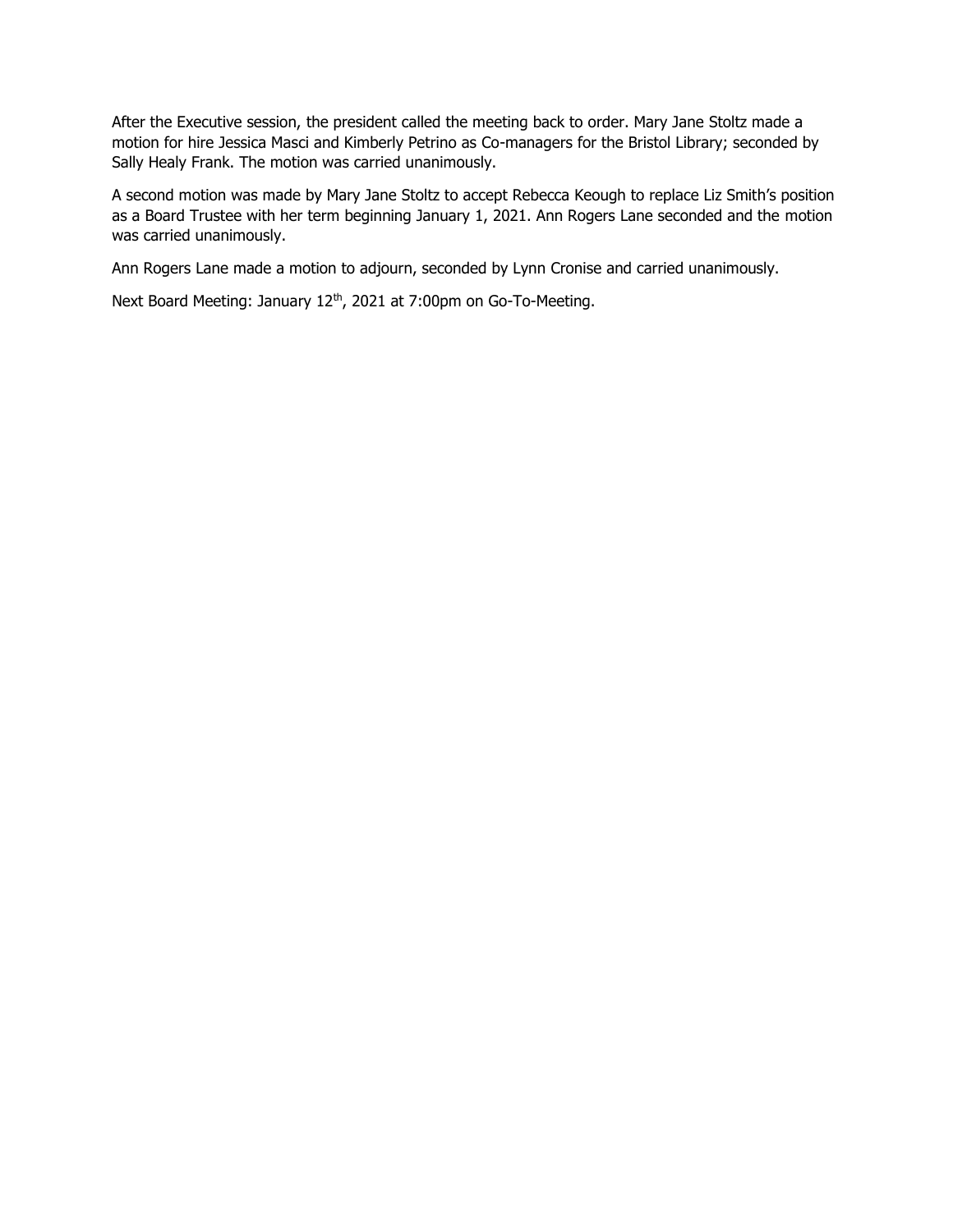After the Executive session, the president called the meeting back to order. Mary Jane Stoltz made a motion for hire Jessica Masci and Kimberly Petrino as Co-managers for the Bristol Library; seconded by Sally Healy Frank. The motion was carried unanimously.

A second motion was made by Mary Jane Stoltz to accept Rebecca Keough to replace Liz Smith's position as a Board Trustee with her term beginning January 1, 2021. Ann Rogers Lane seconded and the motion was carried unanimously.

Ann Rogers Lane made a motion to adjourn, seconded by Lynn Cronise and carried unanimously.

Next Board Meeting: January 12th, 2021 at 7:00pm on Go-To-Meeting.